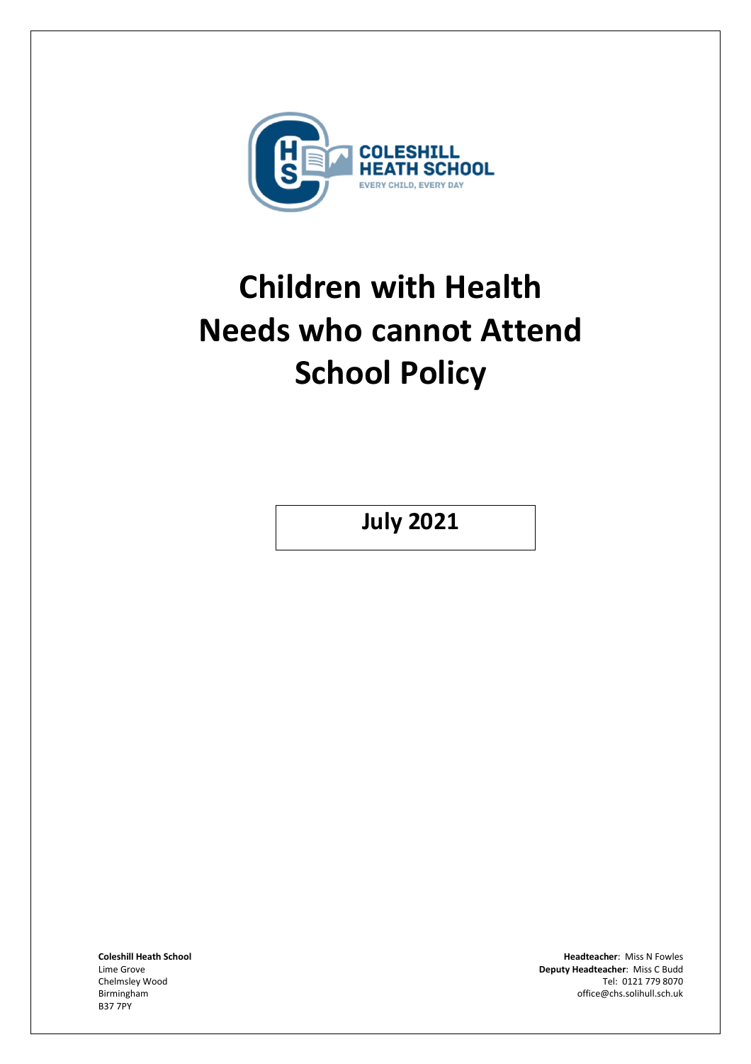COLESHILL HEATH SCHOOL

EVERY CHILD, EVERY DAY

# Children with Health Needs who cannot Attend School Policy

**July 2021**

**Coleshill Heath School**
Lime Grove
Chelmsley Wood
Birmingham
B37 7PY

**Headteacher**: Miss N Fowles
**Deputy Headteacher**: Miss C Budd
Tel: 0121 779 8070
office@chs.solihull.sch.uk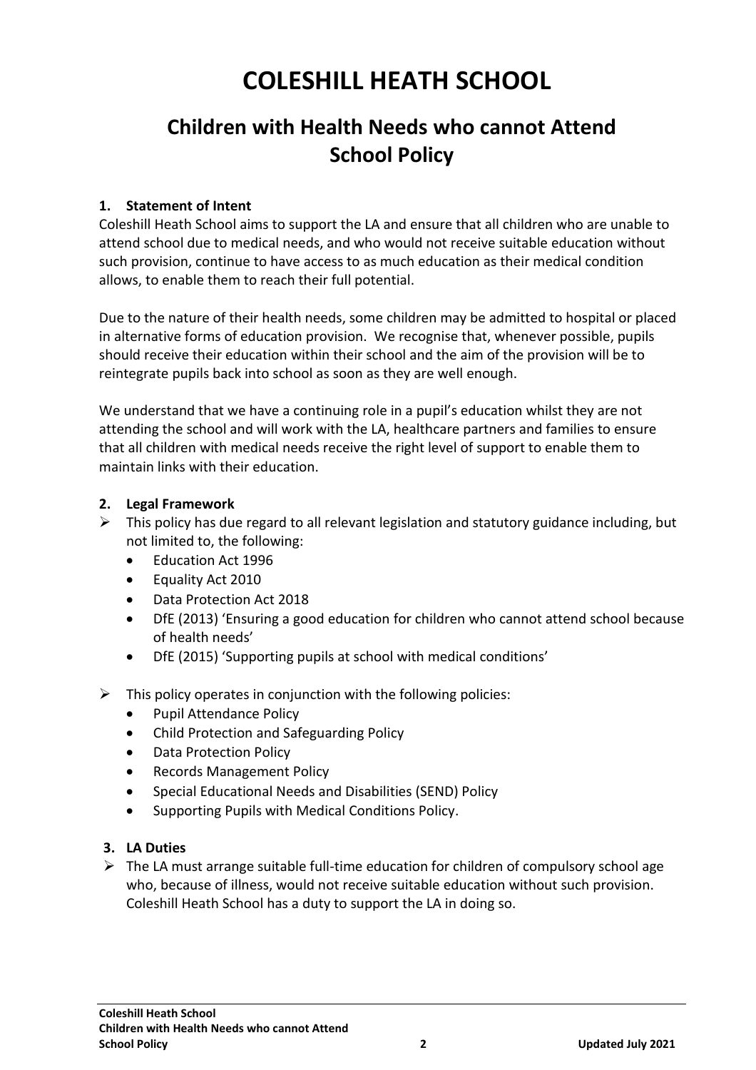# COLESHILL HEATH SCHOOL

## Children with Health Needs who cannot Attend School Policy

**1. Statement of Intent**

Coleshill Heath School aims to support the LA and ensure that all children who are unable to attend school due to medical needs, and who would not receive suitable education without such provision, continue to have access to as much education as their medical condition allows, to enable them to reach their full potential.

Due to the nature of their health needs, some children may be admitted to hospital or placed in alternative forms of education provision. We recognise that, whenever possible, pupils should receive their education within their school and the aim of the provision will be to reintegrate pupils back into school as soon as they are well enough.

We understand that we have a continuing role in a pupil's education whilst they are not attending the school and will work with the LA, healthcare partners and families to ensure that all children with medical needs receive the right level of support to enable them to maintain links with their education.

**2. Legal Framework**

- This policy has due regard to all relevant legislation and statutory guidance including, but not limited to, the following:
    - Education Act 1996
    - Equality Act 2010
    - Data Protection Act 2018
    - DfE (2013) 'Ensuring a good education for children who cannot attend school because of health needs'
    - DfE (2015) 'Supporting pupils at school with medical conditions'
- This policy operates in conjunction with the following policies:
    - Pupil Attendance Policy
    - Child Protection and Safeguarding Policy
    - Data Protection Policy
    - Records Management Policy
    - Special Educational Needs and Disabilities (SEND) Policy
    - Supporting Pupils with Medical Conditions Policy.

**3. LA Duties**

- The LA must arrange suitable full-time education for children of compulsory school age who, because of illness, would not receive suitable education without such provision. Coleshill Heath School has a duty to support the LA in doing so.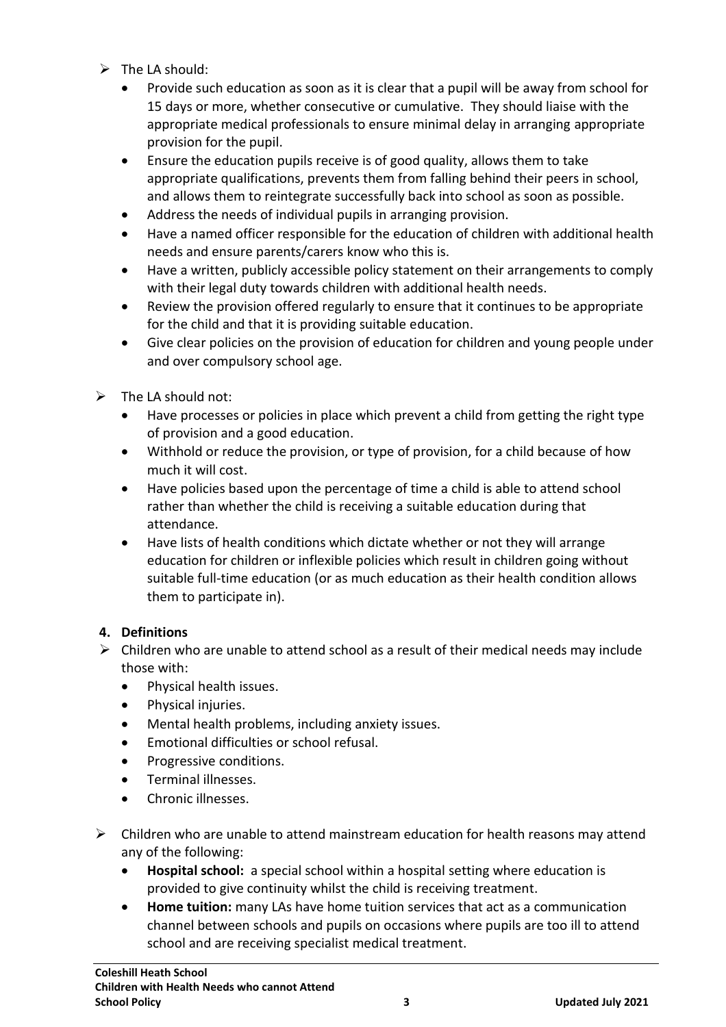- The LA should:
  - Provide such education as soon as it is clear that a pupil will be away from school for 15 days or more, whether consecutive or cumulative. They should liaise with the appropriate medical professionals to ensure minimal delay in arranging appropriate provision for the pupil.
  - Ensure the education pupils receive is of good quality, allows them to take appropriate qualifications, prevents them from falling behind their peers in school, and allows them to reintegrate successfully back into school as soon as possible.
  - Address the needs of individual pupils in arranging provision.
  - Have a named officer responsible for the education of children with additional health needs and ensure parents/carers know who this is.
  - Have a written, publicly accessible policy statement on their arrangements to comply with their legal duty towards children with additional health needs.
  - Review the provision offered regularly to ensure that it continues to be appropriate for the child and that it is providing suitable education.
  - Give clear policies on the provision of education for children and young people under and over compulsory school age.

- The LA should not:
  - Have processes or policies in place which prevent a child from getting the right type of provision and a good education.
  - Withhold or reduce the provision, or type of provision, for a child because of how much it will cost.
  - Have policies based upon the percentage of time a child is able to attend school rather than whether the child is receiving a suitable education during that attendance.
  - Have lists of health conditions which dictate whether or not they will arrange education for children or inflexible policies which result in children going without suitable full-time education (or as much education as their health condition allows them to participate in).

## 4. Definitions

- Children who are unable to attend school as a result of their medical needs may include those with:
  - Physical health issues.
  - Physical injuries.
  - Mental health problems, including anxiety issues.
  - Emotional difficulties or school refusal.
  - Progressive conditions.
  - Terminal illnesses.
  - Chronic illnesses.

- Children who are unable to attend mainstream education for health reasons may attend any of the following:
  - **Hospital school:** a special school within a hospital setting where education is provided to give continuity whilst the child is receiving treatment.
  - **Home tuition:** many LAs have home tuition services that act as a communication channel between schools and pupils on occasions where pupils are too ill to attend school and are receiving specialist medical treatment.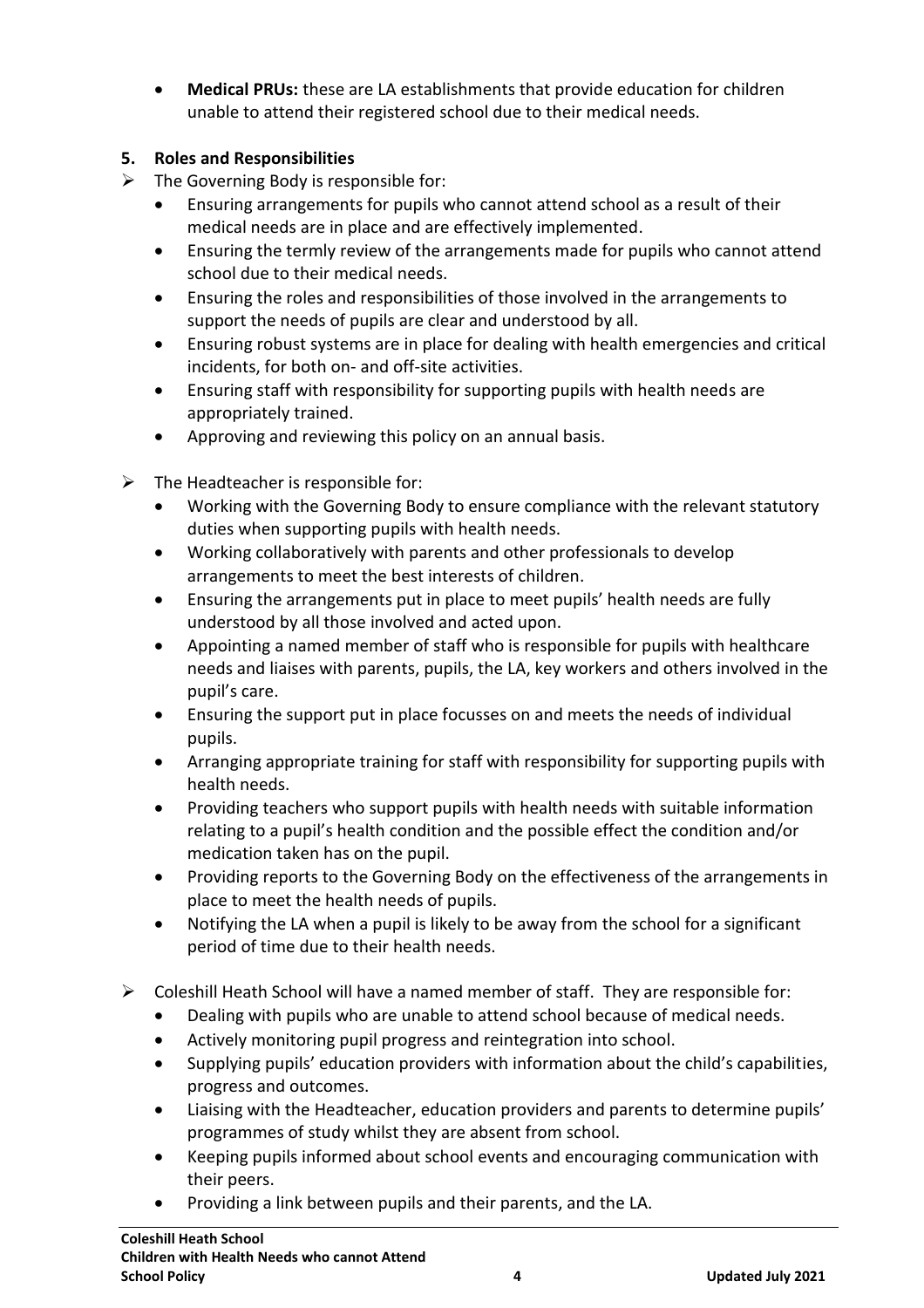- **Medical PRUs:** these are LA establishments that provide education for children unable to attend their registered school due to their medical needs.

## 5. Roles and Responsibilities

- The Governing Body is responsible for:
  - Ensuring arrangements for pupils who cannot attend school as a result of their medical needs are in place and are effectively implemented.
  - Ensuring the termly review of the arrangements made for pupils who cannot attend school due to their medical needs.
  - Ensuring the roles and responsibilities of those involved in the arrangements to support the needs of pupils are clear and understood by all.
  - Ensuring robust systems are in place for dealing with health emergencies and critical incidents, for both on- and off-site activities.
  - Ensuring staff with responsibility for supporting pupils with health needs are appropriately trained.
  - Approving and reviewing this policy on an annual basis.

- The Headteacher is responsible for:
  - Working with the Governing Body to ensure compliance with the relevant statutory duties when supporting pupils with health needs.
  - Working collaboratively with parents and other professionals to develop arrangements to meet the best interests of children.
  - Ensuring the arrangements put in place to meet pupils' health needs are fully understood by all those involved and acted upon.
  - Appointing a named member of staff who is responsible for pupils with healthcare needs and liaises with parents, pupils, the LA, key workers and others involved in the pupil's care.
  - Ensuring the support put in place focusses on and meets the needs of individual pupils.
  - Arranging appropriate training for staff with responsibility for supporting pupils with health needs.
  - Providing teachers who support pupils with health needs with suitable information relating to a pupil's health condition and the possible effect the condition and/or medication taken has on the pupil.
  - Providing reports to the Governing Body on the effectiveness of the arrangements in place to meet the health needs of pupils.
  - Notifying the LA when a pupil is likely to be away from the school for a significant period of time due to their health needs.

- Coleshill Heath School will have a named member of staff. They are responsible for:
  - Dealing with pupils who are unable to attend school because of medical needs.
  - Actively monitoring pupil progress and reintegration into school.
  - Supplying pupils' education providers with information about the child's capabilities, progress and outcomes.
  - Liaising with the Headteacher, education providers and parents to determine pupils' programmes of study whilst they are absent from school.
  - Keeping pupils informed about school events and encouraging communication with their peers.
  - Providing a link between pupils and their parents, and the LA.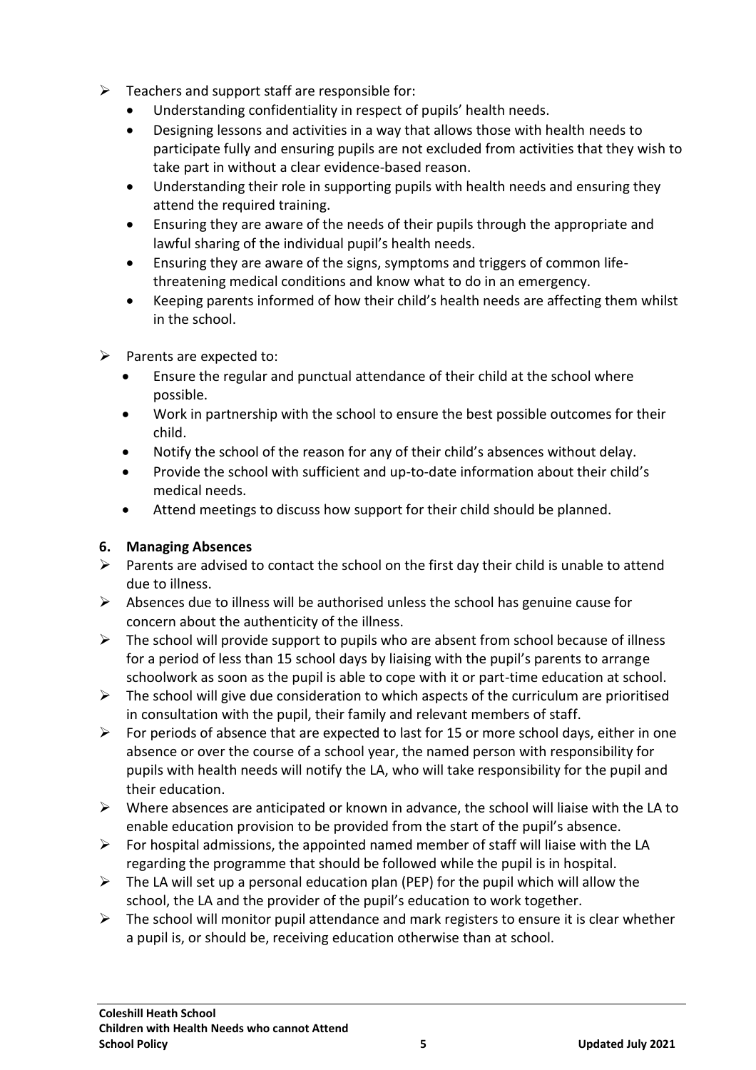- Teachers and support staff are responsible for:
  - Understanding confidentiality in respect of pupils' health needs.
  - Designing lessons and activities in a way that allows those with health needs to participate fully and ensuring pupils are not excluded from activities that they wish to take part in without a clear evidence-based reason.
  - Understanding their role in supporting pupils with health needs and ensuring they attend the required training.
  - Ensuring they are aware of the needs of their pupils through the appropriate and lawful sharing of the individual pupil's health needs.
  - Ensuring they are aware of the signs, symptoms and triggers of common life-threatening medical conditions and know what to do in an emergency.
  - Keeping parents informed of how their child's health needs are affecting them whilst in the school.
- Parents are expected to:
  - Ensure the regular and punctual attendance of their child at the school where possible.
  - Work in partnership with the school to ensure the best possible outcomes for their child.
  - Notify the school of the reason for any of their child's absences without delay.
  - Provide the school with sufficient and up-to-date information about their child's medical needs.
  - Attend meetings to discuss how support for their child should be planned.

## 6. Managing Absences

- Parents are advised to contact the school on the first day their child is unable to attend due to illness.
- Absences due to illness will be authorised unless the school has genuine cause for concern about the authenticity of the illness.
- The school will provide support to pupils who are absent from school because of illness for a period of less than 15 school days by liaising with the pupil's parents to arrange schoolwork as soon as the pupil is able to cope with it or part-time education at school.
- The school will give due consideration to which aspects of the curriculum are prioritised in consultation with the pupil, their family and relevant members of staff.
- For periods of absence that are expected to last for 15 or more school days, either in one absence or over the course of a school year, the named person with responsibility for pupils with health needs will notify the LA, who will take responsibility for the pupil and their education.
- Where absences are anticipated or known in advance, the school will liaise with the LA to enable education provision to be provided from the start of the pupil's absence.
- For hospital admissions, the appointed named member of staff will liaise with the LA regarding the programme that should be followed while the pupil is in hospital.
- The LA will set up a personal education plan (PEP) for the pupil which will allow the school, the LA and the provider of the pupil's education to work together.
- The school will monitor pupil attendance and mark registers to ensure it is clear whether a pupil is, or should be, receiving education otherwise than at school.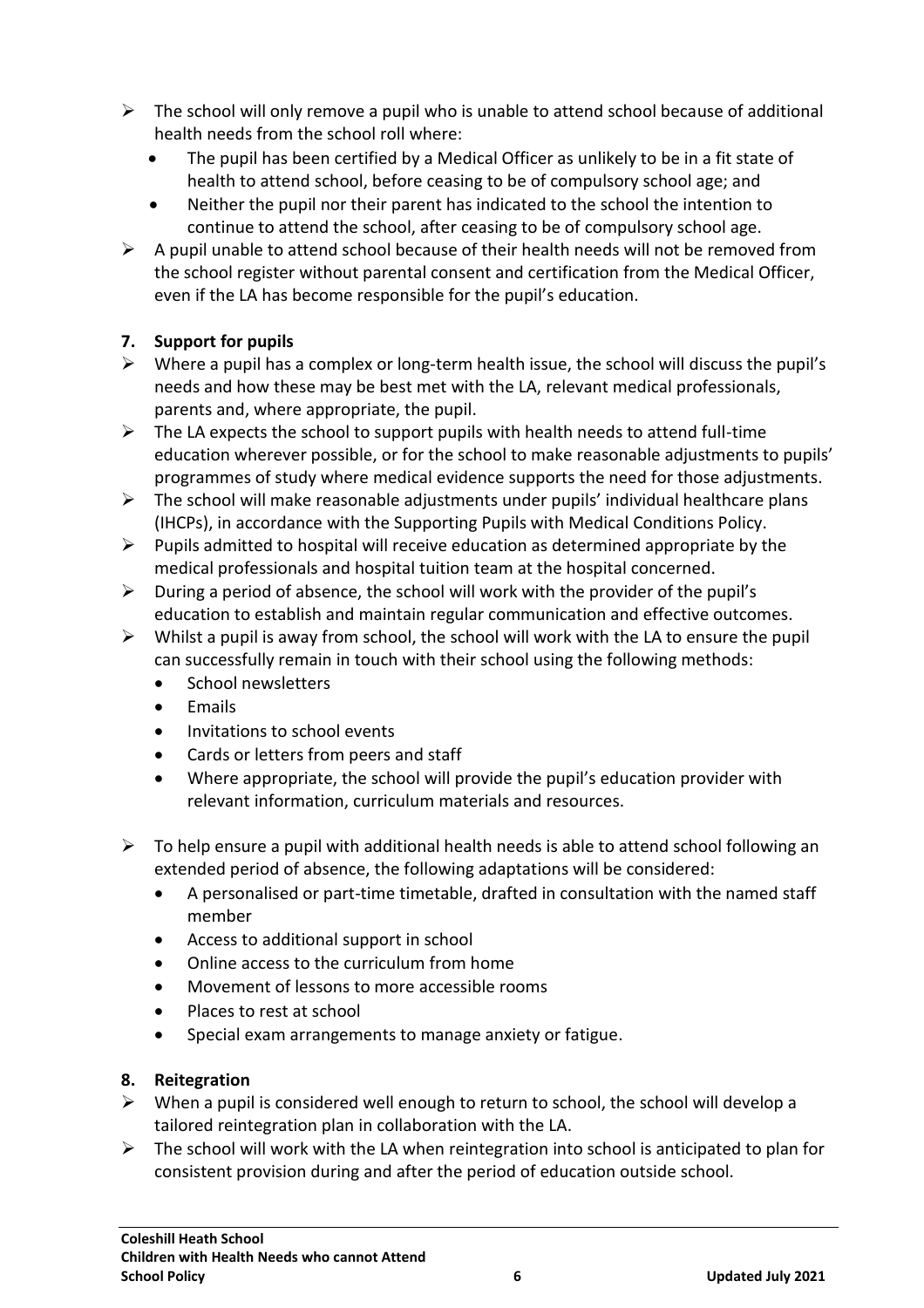- The school will only remove a pupil who is unable to attend school because of additional health needs from the school roll where:
  - The pupil has been certified by a Medical Officer as unlikely to be in a fit state of health to attend school, before ceasing to be of compulsory school age; and
  - Neither the pupil nor their parent has indicated to the school the intention to continue to attend the school, after ceasing to be of compulsory school age.
- A pupil unable to attend school because of their health needs will not be removed from the school register without parental consent and certification from the Medical Officer, even if the LA has become responsible for the pupil's education.

## 7. Support for pupils

- Where a pupil has a complex or long-term health issue, the school will discuss the pupil's needs and how these may be best met with the LA, relevant medical professionals, parents and, where appropriate, the pupil.
- The LA expects the school to support pupils with health needs to attend full-time education wherever possible, or for the school to make reasonable adjustments to pupils' programmes of study where medical evidence supports the need for those adjustments.
- The school will make reasonable adjustments under pupils' individual healthcare plans (IHCPs), in accordance with the Supporting Pupils with Medical Conditions Policy.
- Pupils admitted to hospital will receive education as determined appropriate by the medical professionals and hospital tuition team at the hospital concerned.
- During a period of absence, the school will work with the provider of the pupil's education to establish and maintain regular communication and effective outcomes.
- Whilst a pupil is away from school, the school will work with the LA to ensure the pupil can successfully remain in touch with their school using the following methods:
  - School newsletters
  - Emails
  - Invitations to school events
  - Cards or letters from peers and staff
  - Where appropriate, the school will provide the pupil's education provider with relevant information, curriculum materials and resources.
- To help ensure a pupil with additional health needs is able to attend school following an extended period of absence, the following adaptations will be considered:
  - A personalised or part-time timetable, drafted in consultation with the named staff member
  - Access to additional support in school
  - Online access to the curriculum from home
  - Movement of lessons to more accessible rooms
  - Places to rest at school
  - Special exam arrangements to manage anxiety or fatigue.

## 8. Reitegration

- When a pupil is considered well enough to return to school, the school will develop a tailored reintegration plan in collaboration with the LA.
- The school will work with the LA when reintegration into school is anticipated to plan for consistent provision during and after the period of education outside school.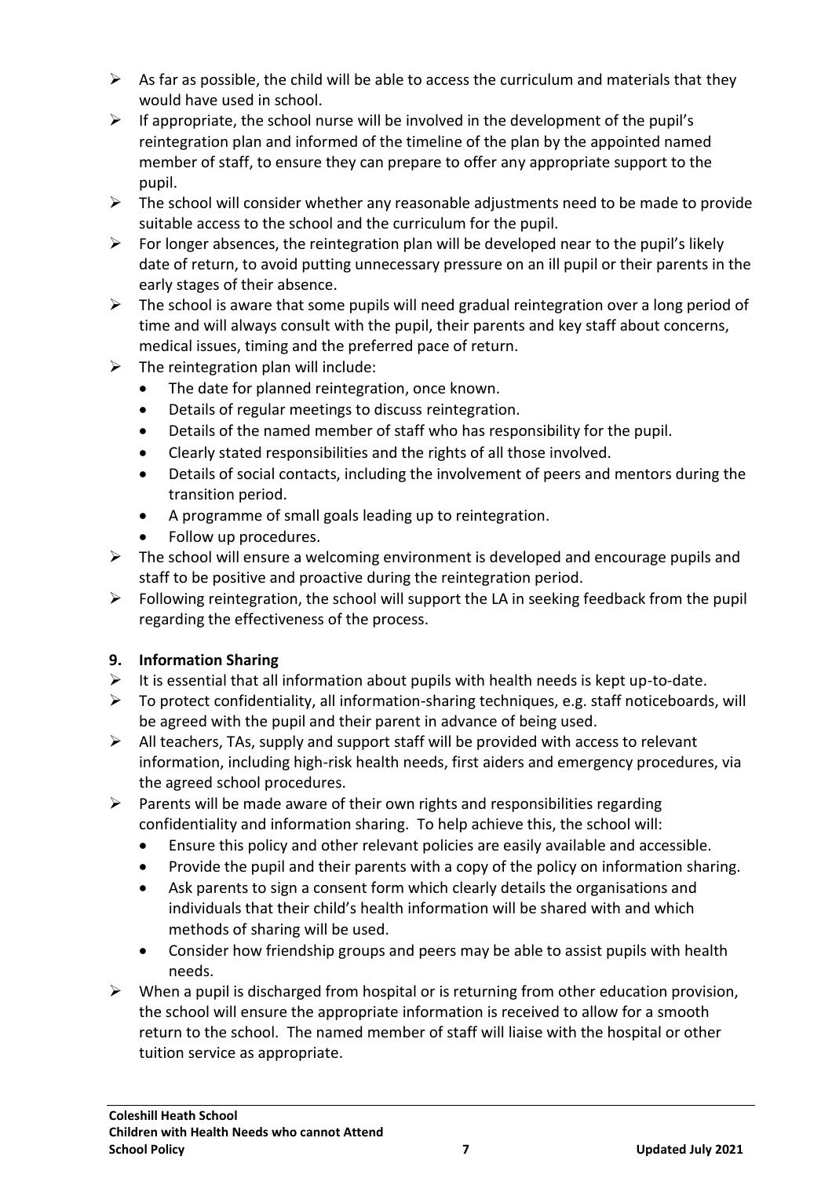- As far as possible, the child will be able to access the curriculum and materials that they would have used in school.
- If appropriate, the school nurse will be involved in the development of the pupil's reintegration plan and informed of the timeline of the plan by the appointed named member of staff, to ensure they can prepare to offer any appropriate support to the pupil.
- The school will consider whether any reasonable adjustments need to be made to provide suitable access to the school and the curriculum for the pupil.
- For longer absences, the reintegration plan will be developed near to the pupil's likely date of return, to avoid putting unnecessary pressure on an ill pupil or their parents in the early stages of their absence.
- The school is aware that some pupils will need gradual reintegration over a long period of time and will always consult with the pupil, their parents and key staff about concerns, medical issues, timing and the preferred pace of return.
- The reintegration plan will include:
  - The date for planned reintegration, once known.
  - Details of regular meetings to discuss reintegration.
  - Details of the named member of staff who has responsibility for the pupil.
  - Clearly stated responsibilities and the rights of all those involved.
  - Details of social contacts, including the involvement of peers and mentors during the transition period.
  - A programme of small goals leading up to reintegration.
  - Follow up procedures.
- The school will ensure a welcoming environment is developed and encourage pupils and staff to be positive and proactive during the reintegration period.
- Following reintegration, the school will support the LA in seeking feedback from the pupil regarding the effectiveness of the process.

## 9. Information Sharing

- It is essential that all information about pupils with health needs is kept up-to-date.
- To protect confidentiality, all information-sharing techniques, e.g. staff noticeboards, will be agreed with the pupil and their parent in advance of being used.
- All teachers, TAs, supply and support staff will be provided with access to relevant information, including high-risk health needs, first aiders and emergency procedures, via the agreed school procedures.
- Parents will be made aware of their own rights and responsibilities regarding confidentiality and information sharing. To help achieve this, the school will:
  - Ensure this policy and other relevant policies are easily available and accessible.
  - Provide the pupil and their parents with a copy of the policy on information sharing.
  - Ask parents to sign a consent form which clearly details the organisations and individuals that their child's health information will be shared with and which methods of sharing will be used.
  - Consider how friendship groups and peers may be able to assist pupils with health needs.
- When a pupil is discharged from hospital or is returning from other education provision, the school will ensure the appropriate information is received to allow for a smooth return to the school. The named member of staff will liaise with the hospital or other tuition service as appropriate.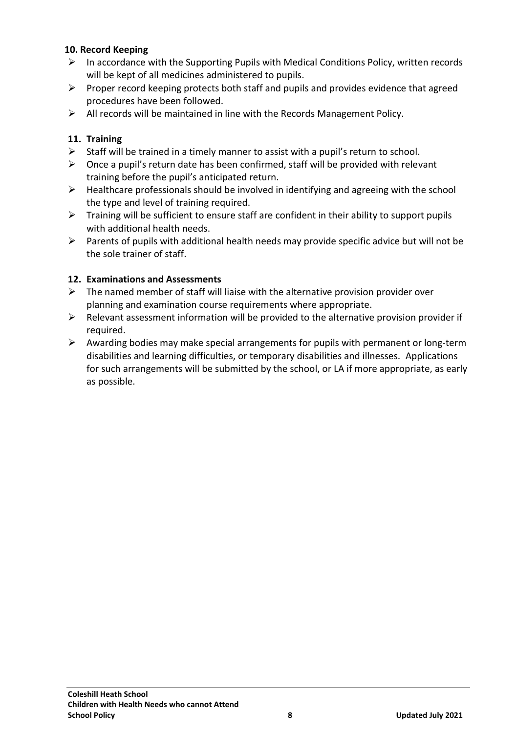## 10. Record Keeping

- In accordance with the Supporting Pupils with Medical Conditions Policy, written records will be kept of all medicines administered to pupils.
- Proper record keeping protects both staff and pupils and provides evidence that agreed procedures have been followed.
- All records will be maintained in line with the Records Management Policy.

## 11. Training

- Staff will be trained in a timely manner to assist with a pupil's return to school.
- Once a pupil's return date has been confirmed, staff will be provided with relevant training before the pupil's anticipated return.
- Healthcare professionals should be involved in identifying and agreeing with the school the type and level of training required.
- Training will be sufficient to ensure staff are confident in their ability to support pupils with additional health needs.
- Parents of pupils with additional health needs may provide specific advice but will not be the sole trainer of staff.

## 12. Examinations and Assessments

- The named member of staff will liaise with the alternative provision provider over planning and examination course requirements where appropriate.
- Relevant assessment information will be provided to the alternative provision provider if required.
- Awarding bodies may make special arrangements for pupils with permanent or long-term disabilities and learning difficulties, or temporary disabilities and illnesses. Applications for such arrangements will be submitted by the school, or LA if more appropriate, as early as possible.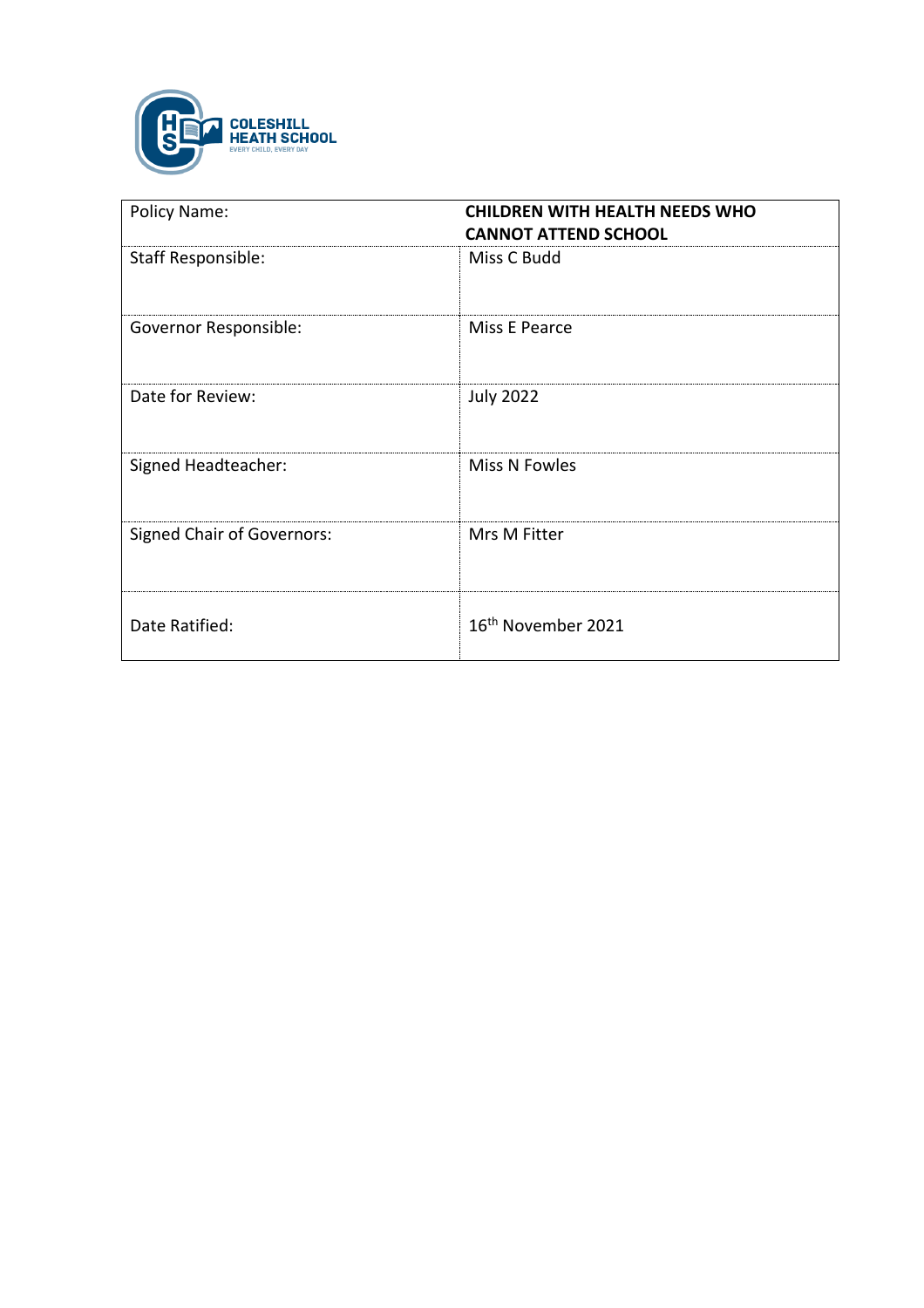COLESHILL HEATH SCHOOL
EVERY CHILD, EVERY DAY

| | |
|---|---|
| Policy Name: | **CHILDREN WITH HEALTH NEEDS WHO CANNOT ATTEND SCHOOL** |
| Staff Responsible: | Miss C Budd |
| Governor Responsible: | Miss E Pearce |
| Date for Review: | July 2022 |
| Signed Headteacher: | Miss N Fowles |
| Signed Chair of Governors: | Mrs M Fitter |
| Date Ratified: | 16th November 2021 |